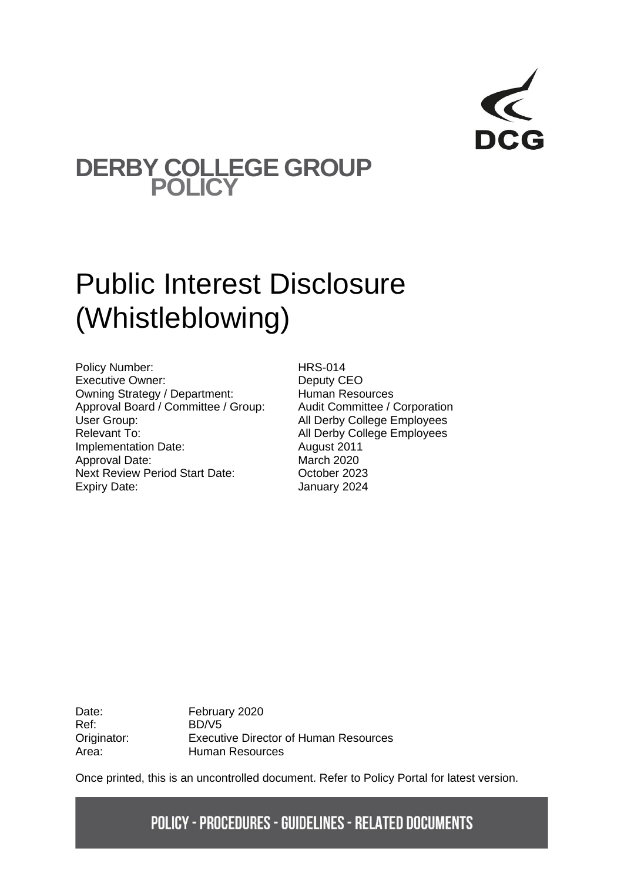DCG

# DERBY COLLEGE GROUP POLICY

# Public Interest Disclosure (Whistleblowing)

| | |
|---|---|
| Policy Number: | HRS-014 |
| Executive Owner: | Deputy CEO |
| Owning Strategy / Department: | Human Resources |
| Approval Board / Committee / Group: | Audit Committee / Corporation |
| User Group: | All Derby College Employees |
| Relevant To: | All Derby College Employees |
| Implementation Date: | August 2011 |
| Approval Date: | March 2020 |
| Next Review Period Start Date: | October 2023 |
| Expiry Date: | January 2024 |

| | |
|---|---|
| Date: | February 2020 |
| Ref: | BD/V5 |
| Originator: | Executive Director of Human Resources |
| Area: | Human Resources |

Once printed, this is an uncontrolled document. Refer to Policy Portal for latest version.

**POLICY - PROCEDURES - GUIDELINES - RELATED DOCUMENTS**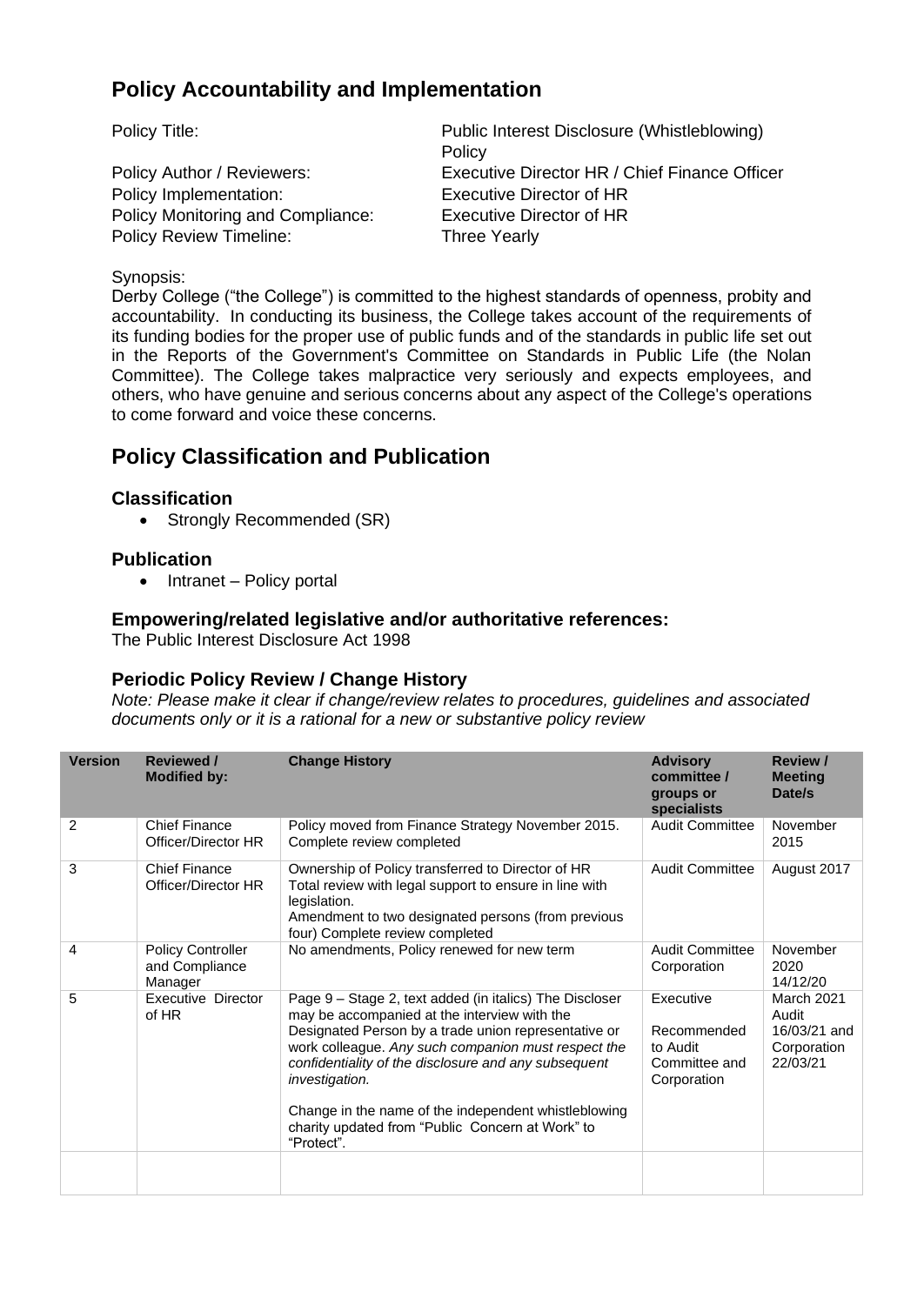## Policy Accountability and Implementation

Policy Title: Public Interest Disclosure (Whistleblowing) Policy
Policy Author / Reviewers: Executive Director HR / Chief Finance Officer
Policy Implementation: Executive Director of HR
Policy Monitoring and Compliance: Executive Director of HR
Policy Review Timeline: Three Yearly

Synopsis:
Derby College ("the College") is committed to the highest standards of openness, probity and accountability. In conducting its business, the College takes account of the requirements of its funding bodies for the proper use of public funds and of the standards in public life set out in the Reports of the Government's Committee on Standards in Public Life (the Nolan Committee). The College takes malpractice very seriously and expects employees, and others, who have genuine and serious concerns about any aspect of the College's operations to come forward and voice these concerns.

## Policy Classification and Publication

### Classification

- Strongly Recommended (SR)

### Publication

- Intranet – Policy portal

### Empowering/related legislative and/or authoritative references:

The Public Interest Disclosure Act 1998

### Periodic Policy Review / Change History

*Note: Please make it clear if change/review relates to procedures, guidelines and associated documents only or it is a rational for a new or substantive policy review*

| Version | Reviewed / Modified by: | Change History | Advisory committee / groups or specialists | Review / Meeting Date/s |
|---|---|---|---|---|
| 2 | Chief Finance Officer/Director HR | Policy moved from Finance Strategy November 2015. Complete review completed | Audit Committee | November 2015 |
| 3 | Chief Finance Officer/Director HR | Ownership of Policy transferred to Director of HR Total review with legal support to ensure in line with legislation. Amendment to two designated persons (from previous four) Complete review completed | Audit Committee | August 2017 |
| 4 | Policy Controller and Compliance Manager | No amendments, Policy renewed for new term | Audit Committee Corporation | November 2020 14/12/20 |
| 5 | Executive Director of HR | Page 9 – Stage 2, text added (in italics) The Discloser may be accompanied at the interview with the Designated Person by a trade union representative or work colleague. *Any such companion must respect the confidentiality of the disclosure and any subsequent investigation.* Change in the name of the independent whistleblowing charity updated from "Public Concern at Work" to "Protect". | Executive Recommended to Audit Committee and Corporation | March 2021 Audit 16/03/21 and Corporation 22/03/21 |
| | | | | |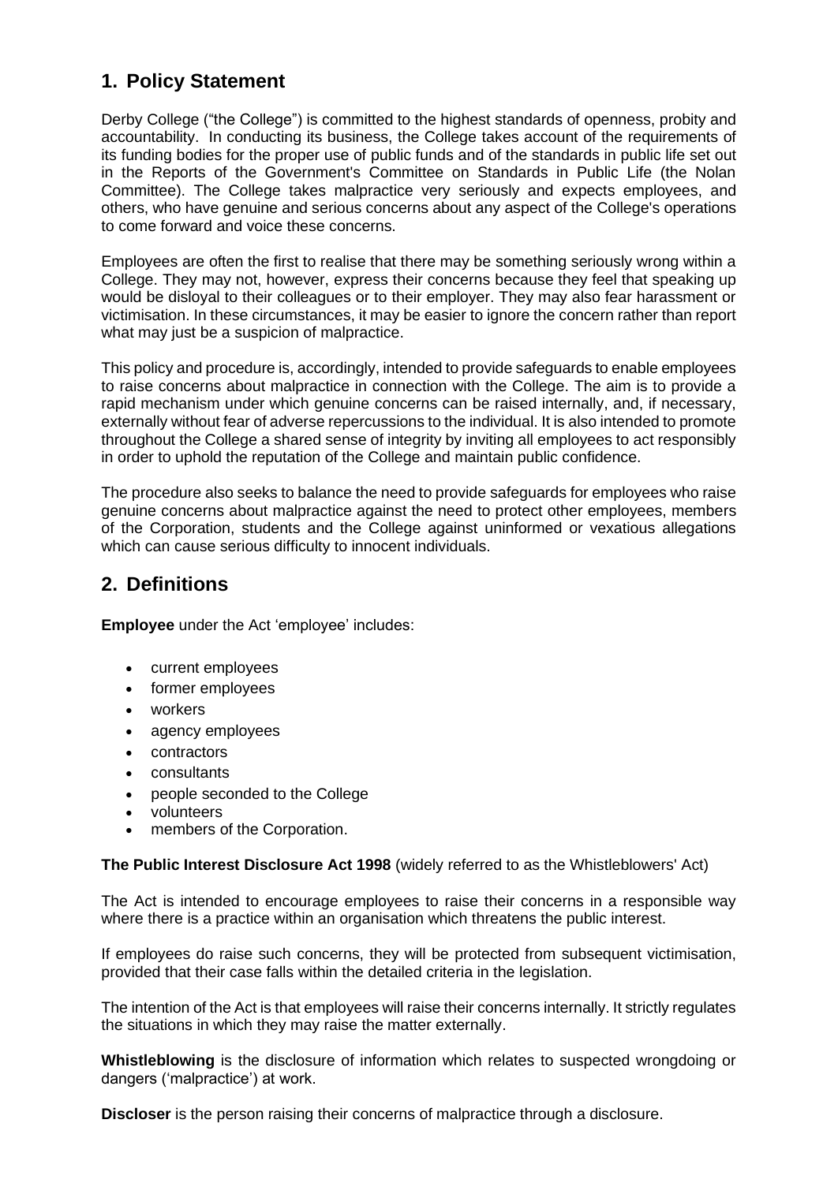## 1. Policy Statement

Derby College ("the College") is committed to the highest standards of openness, probity and accountability. In conducting its business, the College takes account of the requirements of its funding bodies for the proper use of public funds and of the standards in public life set out in the Reports of the Government's Committee on Standards in Public Life (the Nolan Committee). The College takes malpractice very seriously and expects employees, and others, who have genuine and serious concerns about any aspect of the College's operations to come forward and voice these concerns.

Employees are often the first to realise that there may be something seriously wrong within a College. They may not, however, express their concerns because they feel that speaking up would be disloyal to their colleagues or to their employer. They may also fear harassment or victimisation. In these circumstances, it may be easier to ignore the concern rather than report what may just be a suspicion of malpractice.

This policy and procedure is, accordingly, intended to provide safeguards to enable employees to raise concerns about malpractice in connection with the College. The aim is to provide a rapid mechanism under which genuine concerns can be raised internally, and, if necessary, externally without fear of adverse repercussions to the individual. It is also intended to promote throughout the College a shared sense of integrity by inviting all employees to act responsibly in order to uphold the reputation of the College and maintain public confidence.

The procedure also seeks to balance the need to provide safeguards for employees who raise genuine concerns about malpractice against the need to protect other employees, members of the Corporation, students and the College against uninformed or vexatious allegations which can cause serious difficulty to innocent individuals.

## 2. Definitions

**Employee** under the Act 'employee' includes:

- current employees
- former employees
- workers
- agency employees
- contractors
- consultants
- people seconded to the College
- volunteers
- members of the Corporation.

**The Public Interest Disclosure Act 1998** (widely referred to as the Whistleblowers' Act)

The Act is intended to encourage employees to raise their concerns in a responsible way where there is a practice within an organisation which threatens the public interest.

If employees do raise such concerns, they will be protected from subsequent victimisation, provided that their case falls within the detailed criteria in the legislation.

The intention of the Act is that employees will raise their concerns internally. It strictly regulates the situations in which they may raise the matter externally.

**Whistleblowing** is the disclosure of information which relates to suspected wrongdoing or dangers ('malpractice') at work.

**Discloser** is the person raising their concerns of malpractice through a disclosure.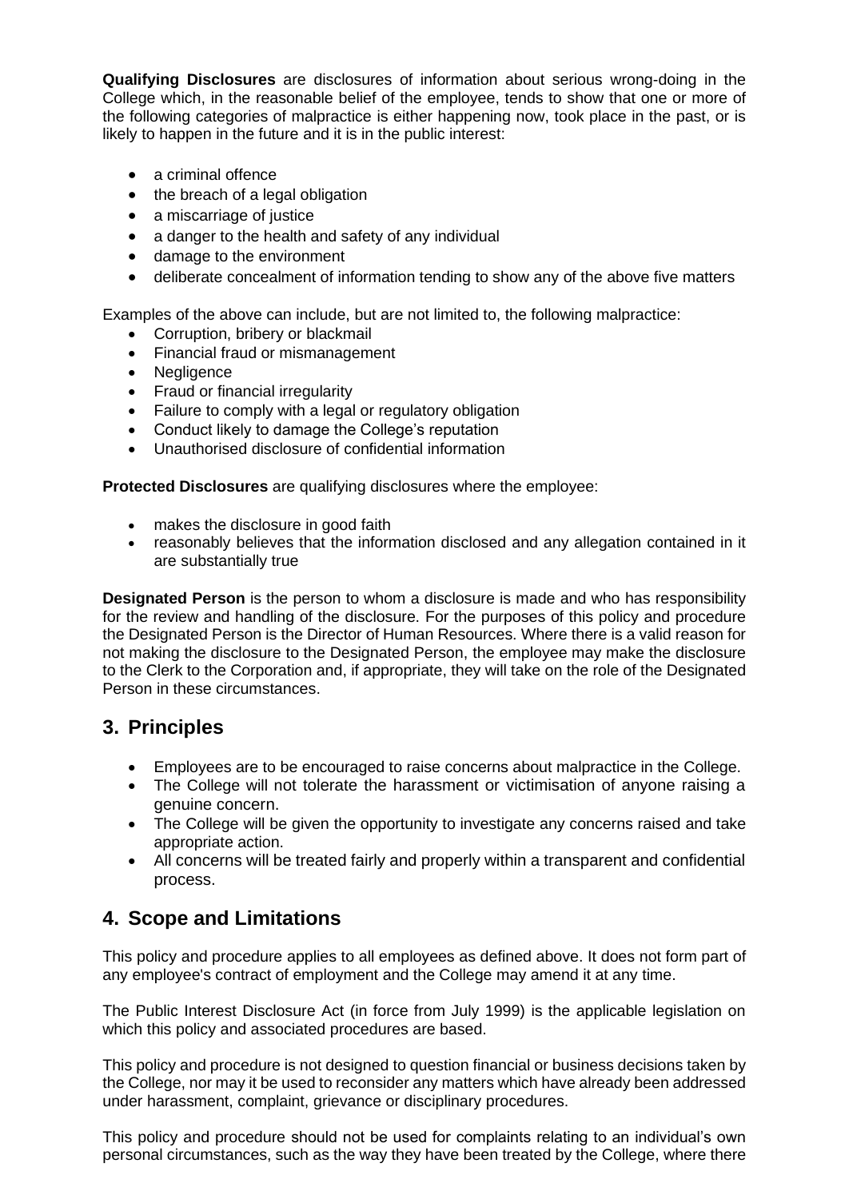**Qualifying Disclosures** are disclosures of information about serious wrong-doing in the College which, in the reasonable belief of the employee, tends to show that one or more of the following categories of malpractice is either happening now, took place in the past, or is likely to happen in the future and it is in the public interest:

- a criminal offence
- the breach of a legal obligation
- a miscarriage of justice
- a danger to the health and safety of any individual
- damage to the environment
- deliberate concealment of information tending to show any of the above five matters

Examples of the above can include, but are not limited to, the following malpractice:

- Corruption, bribery or blackmail
- Financial fraud or mismanagement
- Negligence
- Fraud or financial irregularity
- Failure to comply with a legal or regulatory obligation
- Conduct likely to damage the College's reputation
- Unauthorised disclosure of confidential information

**Protected Disclosures** are qualifying disclosures where the employee:

- makes the disclosure in good faith
- reasonably believes that the information disclosed and any allegation contained in it are substantially true

**Designated Person** is the person to whom a disclosure is made and who has responsibility for the review and handling of the disclosure. For the purposes of this policy and procedure the Designated Person is the Director of Human Resources. Where there is a valid reason for not making the disclosure to the Designated Person, the employee may make the disclosure to the Clerk to the Corporation and, if appropriate, they will take on the role of the Designated Person in these circumstances.

## 3. Principles

- Employees are to be encouraged to raise concerns about malpractice in the College.
- The College will not tolerate the harassment or victimisation of anyone raising a genuine concern.
- The College will be given the opportunity to investigate any concerns raised and take appropriate action.
- All concerns will be treated fairly and properly within a transparent and confidential process.

## 4. Scope and Limitations

This policy and procedure applies to all employees as defined above. It does not form part of any employee's contract of employment and the College may amend it at any time.

The Public Interest Disclosure Act (in force from July 1999) is the applicable legislation on which this policy and associated procedures are based.

This policy and procedure is not designed to question financial or business decisions taken by the College, nor may it be used to reconsider any matters which have already been addressed under harassment, complaint, grievance or disciplinary procedures.

This policy and procedure should not be used for complaints relating to an individual's own personal circumstances, such as the way they have been treated by the College, where there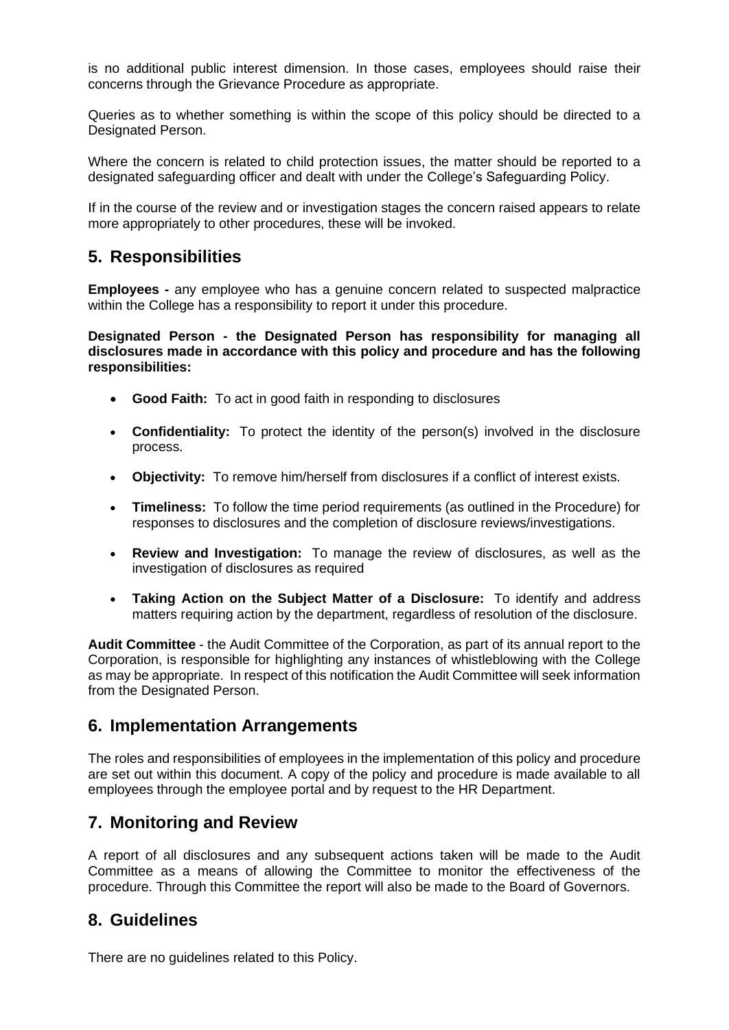is no additional public interest dimension. In those cases, employees should raise their concerns through the Grievance Procedure as appropriate.

Queries as to whether something is within the scope of this policy should be directed to a Designated Person.

Where the concern is related to child protection issues, the matter should be reported to a designated safeguarding officer and dealt with under the College's Safeguarding Policy.

If in the course of the review and or investigation stages the concern raised appears to relate more appropriately to other procedures, these will be invoked.

## 5. Responsibilities

**Employees -** any employee who has a genuine concern related to suspected malpractice within the College has a responsibility to report it under this procedure.

**Designated Person - the Designated Person has responsibility for managing all disclosures made in accordance with this policy and procedure and has the following responsibilities:**

- **Good Faith:** To act in good faith in responding to disclosures
- **Confidentiality:** To protect the identity of the person(s) involved in the disclosure process.
- **Objectivity:** To remove him/herself from disclosures if a conflict of interest exists.
- **Timeliness:** To follow the time period requirements (as outlined in the Procedure) for responses to disclosures and the completion of disclosure reviews/investigations.
- **Review and Investigation:** To manage the review of disclosures, as well as the investigation of disclosures as required
- **Taking Action on the Subject Matter of a Disclosure:** To identify and address matters requiring action by the department, regardless of resolution of the disclosure.

**Audit Committee** - the Audit Committee of the Corporation, as part of its annual report to the Corporation, is responsible for highlighting any instances of whistleblowing with the College as may be appropriate. In respect of this notification the Audit Committee will seek information from the Designated Person.

## 6. Implementation Arrangements

The roles and responsibilities of employees in the implementation of this policy and procedure are set out within this document. A copy of the policy and procedure is made available to all employees through the employee portal and by request to the HR Department.

## 7. Monitoring and Review

A report of all disclosures and any subsequent actions taken will be made to the Audit Committee as a means of allowing the Committee to monitor the effectiveness of the procedure. Through this Committee the report will also be made to the Board of Governors.

## 8. Guidelines

There are no guidelines related to this Policy.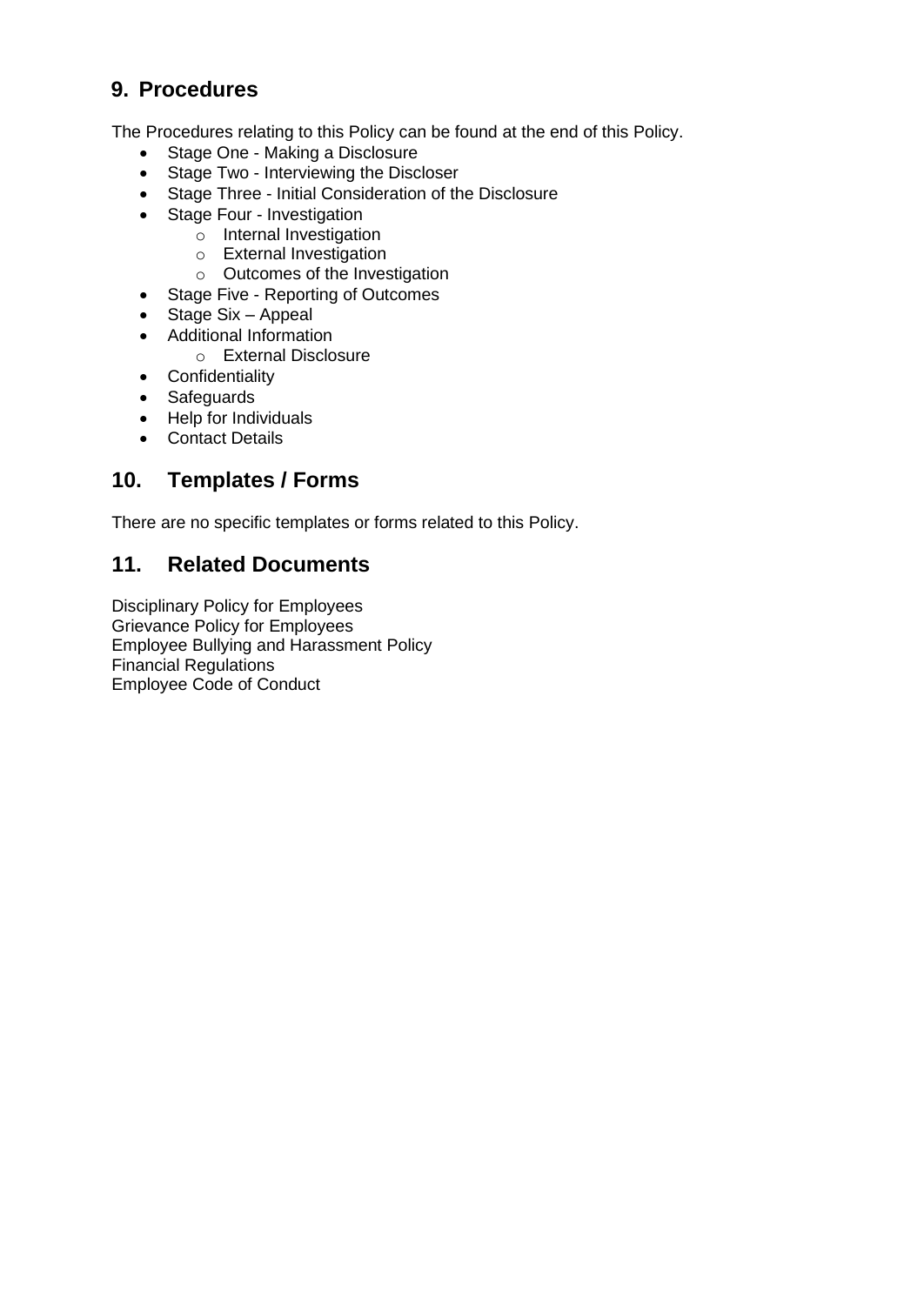## 9. Procedures

The Procedures relating to this Policy can be found at the end of this Policy.

- Stage One - Making a Disclosure
- Stage Two - Interviewing the Discloser
- Stage Three - Initial Consideration of the Disclosure
- Stage Four - Investigation
  - Internal Investigation
  - External Investigation
  - Outcomes of the Investigation
- Stage Five - Reporting of Outcomes
- Stage Six – Appeal
- Additional Information
  - External Disclosure
- Confidentiality
- Safeguards
- Help for Individuals
- Contact Details

## 10. Templates / Forms

There are no specific templates or forms related to this Policy.

## 11. Related Documents

Disciplinary Policy for Employees
Grievance Policy for Employees
Employee Bullying and Harassment Policy
Financial Regulations
Employee Code of Conduct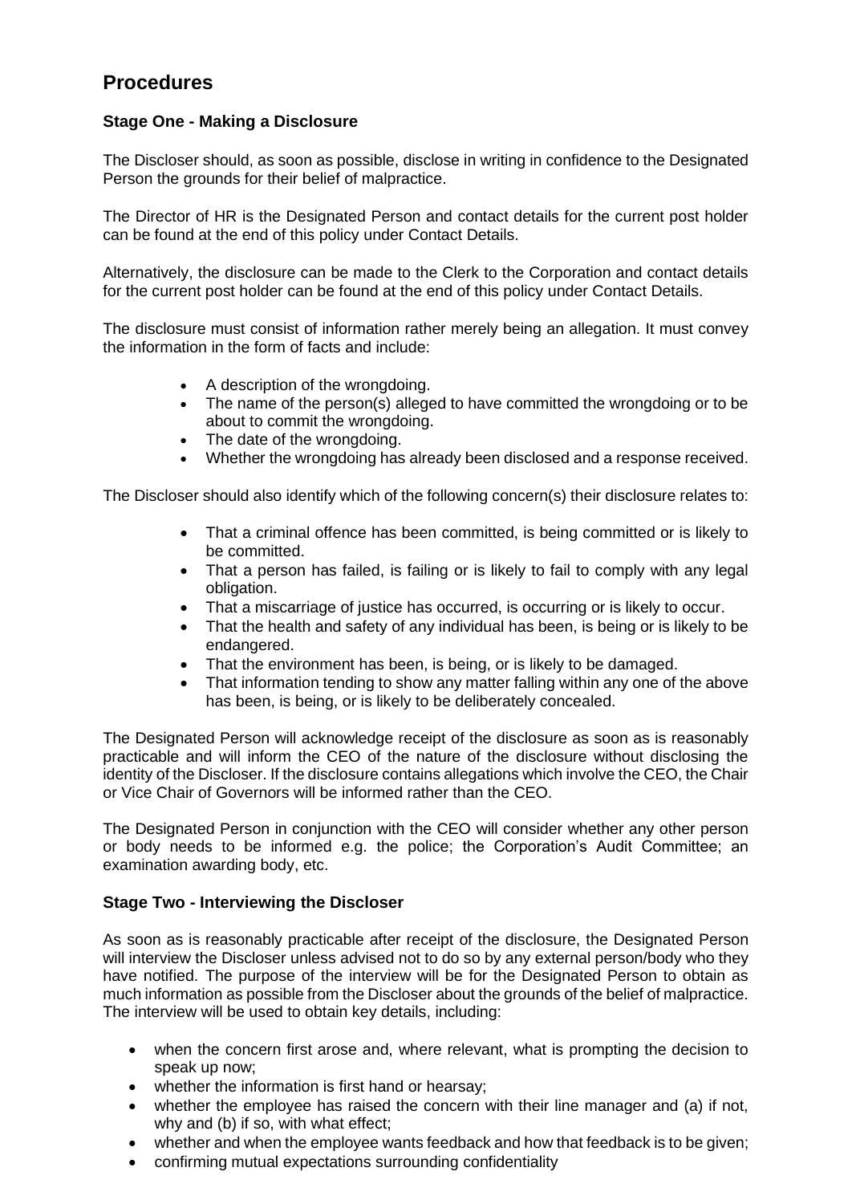# Procedures

### Stage One - Making a Disclosure

The Discloser should, as soon as possible, disclose in writing in confidence to the Designated Person the grounds for their belief of malpractice.

The Director of HR is the Designated Person and contact details for the current post holder can be found at the end of this policy under Contact Details.

Alternatively, the disclosure can be made to the Clerk to the Corporation and contact details for the current post holder can be found at the end of this policy under Contact Details.

The disclosure must consist of information rather merely being an allegation. It must convey the information in the form of facts and include:

- A description of the wrongdoing.
- The name of the person(s) alleged to have committed the wrongdoing or to be about to commit the wrongdoing.
- The date of the wrongdoing.
- Whether the wrongdoing has already been disclosed and a response received.

The Discloser should also identify which of the following concern(s) their disclosure relates to:

- That a criminal offence has been committed, is being committed or is likely to be committed.
- That a person has failed, is failing or is likely to fail to comply with any legal obligation.
- That a miscarriage of justice has occurred, is occurring or is likely to occur.
- That the health and safety of any individual has been, is being or is likely to be endangered.
- That the environment has been, is being, or is likely to be damaged.
- That information tending to show any matter falling within any one of the above has been, is being, or is likely to be deliberately concealed.

The Designated Person will acknowledge receipt of the disclosure as soon as is reasonably practicable and will inform the CEO of the nature of the disclosure without disclosing the identity of the Discloser. If the disclosure contains allegations which involve the CEO, the Chair or Vice Chair of Governors will be informed rather than the CEO.

The Designated Person in conjunction with the CEO will consider whether any other person or body needs to be informed e.g. the police; the Corporation's Audit Committee; an examination awarding body, etc.

### Stage Two - Interviewing the Discloser

As soon as is reasonably practicable after receipt of the disclosure, the Designated Person will interview the Discloser unless advised not to do so by any external person/body who they have notified. The purpose of the interview will be for the Designated Person to obtain as much information as possible from the Discloser about the grounds of the belief of malpractice. The interview will be used to obtain key details, including:

- when the concern first arose and, where relevant, what is prompting the decision to speak up now;
- whether the information is first hand or hearsay;
- whether the employee has raised the concern with their line manager and (a) if not, why and (b) if so, with what effect;
- whether and when the employee wants feedback and how that feedback is to be given;
- confirming mutual expectations surrounding confidentiality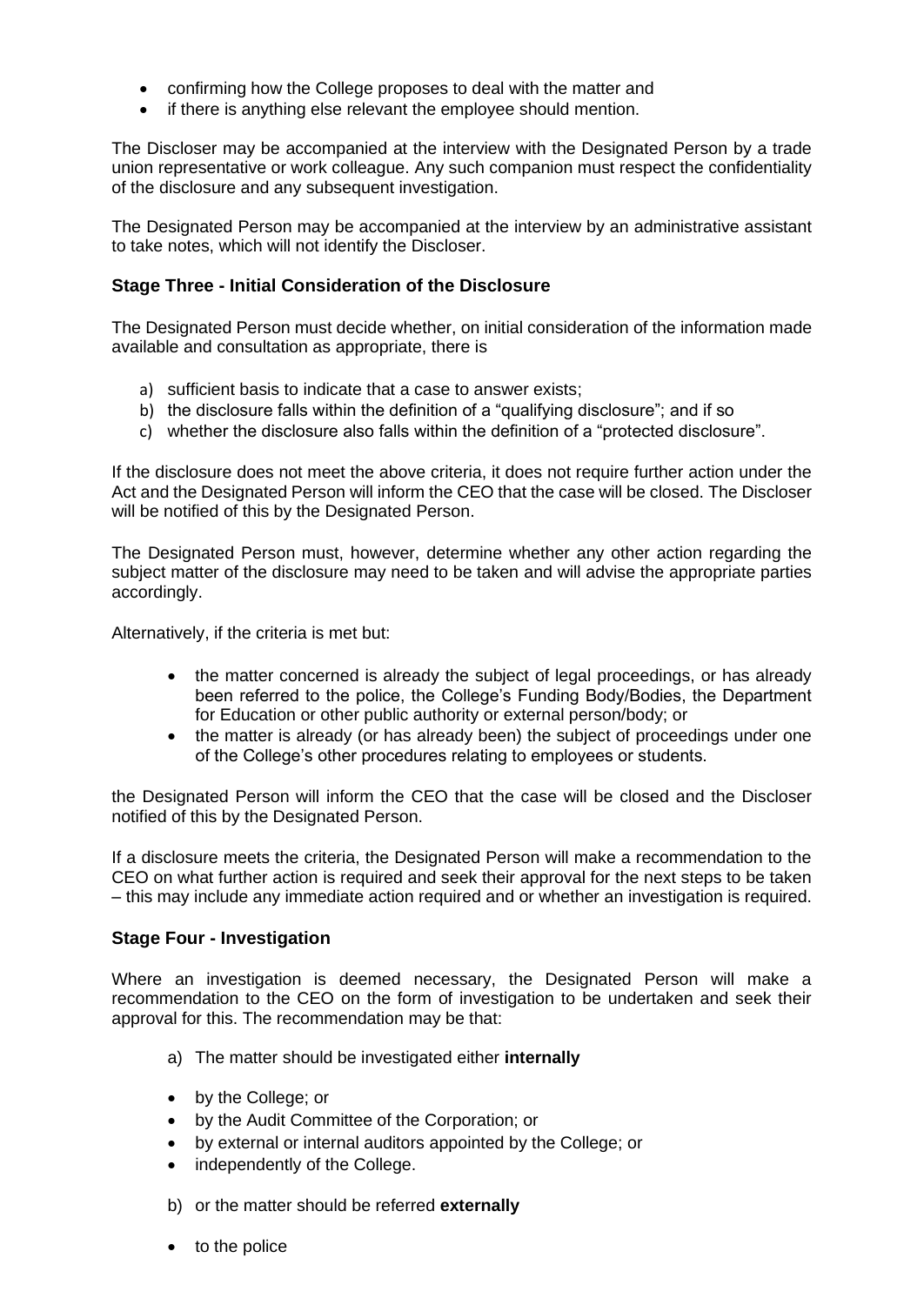- confirming how the College proposes to deal with the matter and
- if there is anything else relevant the employee should mention.

The Discloser may be accompanied at the interview with the Designated Person by a trade union representative or work colleague. Any such companion must respect the confidentiality of the disclosure and any subsequent investigation.

The Designated Person may be accompanied at the interview by an administrative assistant to take notes, which will not identify the Discloser.

### Stage Three - Initial Consideration of the Disclosure

The Designated Person must decide whether, on initial consideration of the information made available and consultation as appropriate, there is

a) sufficient basis to indicate that a case to answer exists;
b) the disclosure falls within the definition of a "qualifying disclosure"; and if so
c) whether the disclosure also falls within the definition of a "protected disclosure".

If the disclosure does not meet the above criteria, it does not require further action under the Act and the Designated Person will inform the CEO that the case will be closed. The Discloser will be notified of this by the Designated Person.

The Designated Person must, however, determine whether any other action regarding the subject matter of the disclosure may need to be taken and will advise the appropriate parties accordingly.

Alternatively, if the criteria is met but:

- the matter concerned is already the subject of legal proceedings, or has already been referred to the police, the College's Funding Body/Bodies, the Department for Education or other public authority or external person/body; or
- the matter is already (or has already been) the subject of proceedings under one of the College's other procedures relating to employees or students.

the Designated Person will inform the CEO that the case will be closed and the Discloser notified of this by the Designated Person.

If a disclosure meets the criteria, the Designated Person will make a recommendation to the CEO on what further action is required and seek their approval for the next steps to be taken – this may include any immediate action required and or whether an investigation is required.

### Stage Four - Investigation

Where an investigation is deemed necessary, the Designated Person will make a recommendation to the CEO on the form of investigation to be undertaken and seek their approval for this. The recommendation may be that:

a) The matter should be investigated either **internally**

- by the College; or
- by the Audit Committee of the Corporation; or
- by external or internal auditors appointed by the College; or
- independently of the College.

b) or the matter should be referred **externally**

- to the police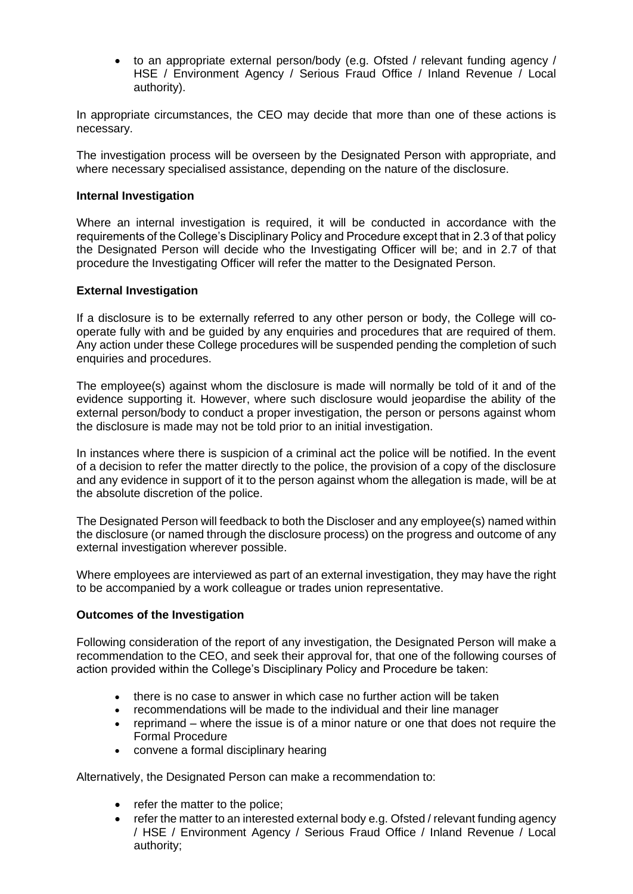- to an appropriate external person/body (e.g. Ofsted / relevant funding agency / HSE / Environment Agency / Serious Fraud Office / Inland Revenue / Local authority).

In appropriate circumstances, the CEO may decide that more than one of these actions is necessary.

The investigation process will be overseen by the Designated Person with appropriate, and where necessary specialised assistance, depending on the nature of the disclosure.

**Internal Investigation**

Where an internal investigation is required, it will be conducted in accordance with the requirements of the College's Disciplinary Policy and Procedure except that in 2.3 of that policy the Designated Person will decide who the Investigating Officer will be; and in 2.7 of that procedure the Investigating Officer will refer the matter to the Designated Person.

**External Investigation**

If a disclosure is to be externally referred to any other person or body, the College will co-operate fully with and be guided by any enquiries and procedures that are required of them. Any action under these College procedures will be suspended pending the completion of such enquiries and procedures.

The employee(s) against whom the disclosure is made will normally be told of it and of the evidence supporting it. However, where such disclosure would jeopardise the ability of the external person/body to conduct a proper investigation, the person or persons against whom the disclosure is made may not be told prior to an initial investigation.

In instances where there is suspicion of a criminal act the police will be notified. In the event of a decision to refer the matter directly to the police, the provision of a copy of the disclosure and any evidence in support of it to the person against whom the allegation is made, will be at the absolute discretion of the police.

The Designated Person will feedback to both the Discloser and any employee(s) named within the disclosure (or named through the disclosure process) on the progress and outcome of any external investigation wherever possible.

Where employees are interviewed as part of an external investigation, they may have the right to be accompanied by a work colleague or trades union representative.

**Outcomes of the Investigation**

Following consideration of the report of any investigation, the Designated Person will make a recommendation to the CEO, and seek their approval for, that one of the following courses of action provided within the College's Disciplinary Policy and Procedure be taken:

- there is no case to answer in which case no further action will be taken
- recommendations will be made to the individual and their line manager
- reprimand – where the issue is of a minor nature or one that does not require the Formal Procedure
- convene a formal disciplinary hearing

Alternatively, the Designated Person can make a recommendation to:

- refer the matter to the police;
- refer the matter to an interested external body e.g. Ofsted / relevant funding agency / HSE / Environment Agency / Serious Fraud Office / Inland Revenue / Local authority;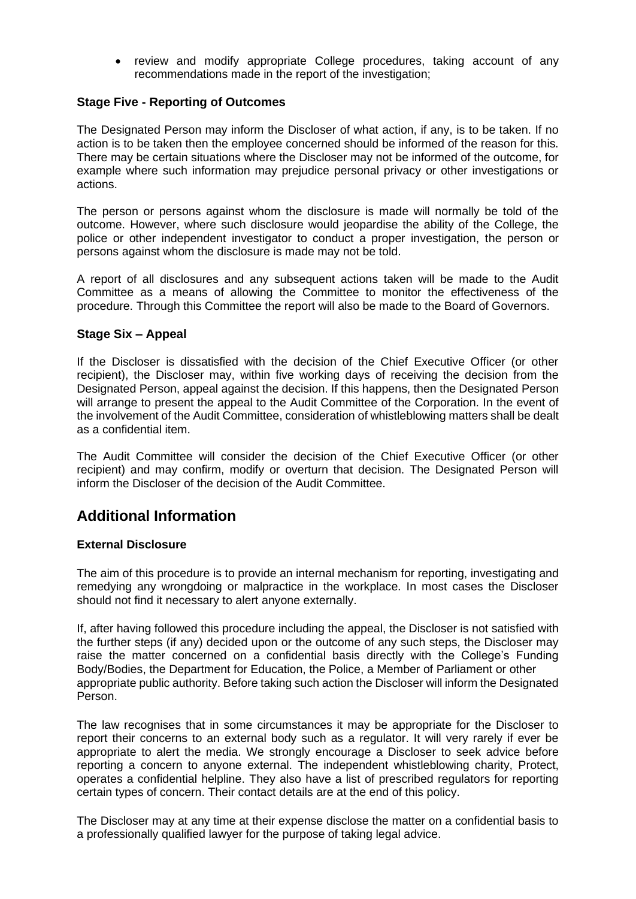- review and modify appropriate College procedures, taking account of any recommendations made in the report of the investigation;

**Stage Five - Reporting of Outcomes**

The Designated Person may inform the Discloser of what action, if any, is to be taken. If no action is to be taken then the employee concerned should be informed of the reason for this. There may be certain situations where the Discloser may not be informed of the outcome, for example where such information may prejudice personal privacy or other investigations or actions.

The person or persons against whom the disclosure is made will normally be told of the outcome. However, where such disclosure would jeopardise the ability of the College, the police or other independent investigator to conduct a proper investigation, the person or persons against whom the disclosure is made may not be told.

A report of all disclosures and any subsequent actions taken will be made to the Audit Committee as a means of allowing the Committee to monitor the effectiveness of the procedure. Through this Committee the report will also be made to the Board of Governors.

**Stage Six – Appeal**

If the Discloser is dissatisfied with the decision of the Chief Executive Officer (or other recipient), the Discloser may, within five working days of receiving the decision from the Designated Person, appeal against the decision. If this happens, then the Designated Person will arrange to present the appeal to the Audit Committee of the Corporation. In the event of the involvement of the Audit Committee, consideration of whistleblowing matters shall be dealt as a confidential item.

The Audit Committee will consider the decision of the Chief Executive Officer (or other recipient) and may confirm, modify or overturn that decision. The Designated Person will inform the Discloser of the decision of the Audit Committee.

## Additional Information

**External Disclosure**

The aim of this procedure is to provide an internal mechanism for reporting, investigating and remedying any wrongdoing or malpractice in the workplace. In most cases the Discloser should not find it necessary to alert anyone externally.

If, after having followed this procedure including the appeal, the Discloser is not satisfied with the further steps (if any) decided upon or the outcome of any such steps, the Discloser may raise the matter concerned on a confidential basis directly with the College's Funding Body/Bodies, the Department for Education, the Police, a Member of Parliament or other appropriate public authority. Before taking such action the Discloser will inform the Designated Person.

The law recognises that in some circumstances it may be appropriate for the Discloser to report their concerns to an external body such as a regulator. It will very rarely if ever be appropriate to alert the media. We strongly encourage a Discloser to seek advice before reporting a concern to anyone external. The independent whistleblowing charity, Protect, operates a confidential helpline. They also have a list of prescribed regulators for reporting certain types of concern. Their contact details are at the end of this policy.

The Discloser may at any time at their expense disclose the matter on a confidential basis to a professionally qualified lawyer for the purpose of taking legal advice.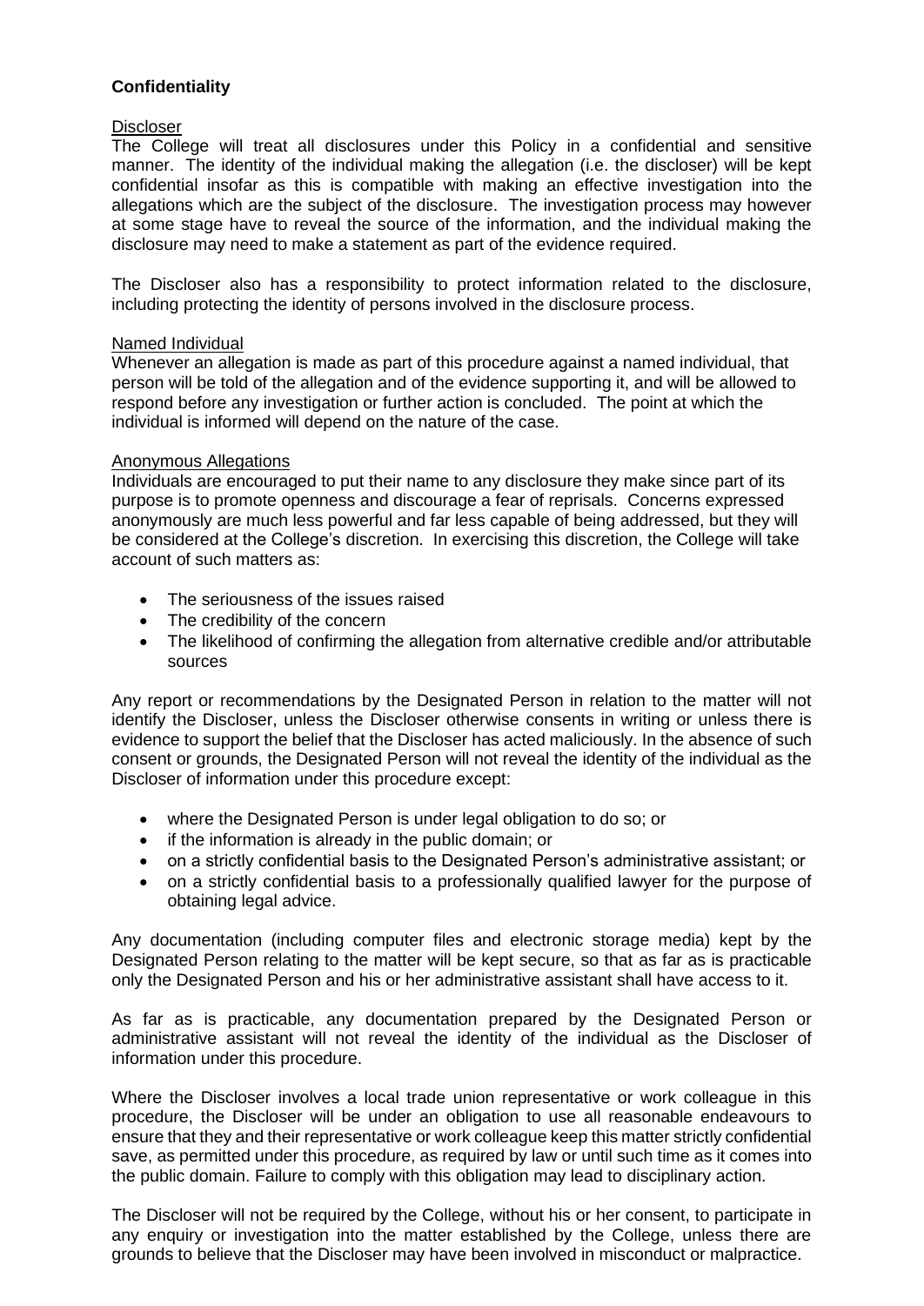**Confidentiality**

Discloser

The College will treat all disclosures under this Policy in a confidential and sensitive manner. The identity of the individual making the allegation (i.e. the discloser) will be kept confidential insofar as this is compatible with making an effective investigation into the allegations which are the subject of the disclosure. The investigation process may however at some stage have to reveal the source of the information, and the individual making the disclosure may need to make a statement as part of the evidence required.

The Discloser also has a responsibility to protect information related to the disclosure, including protecting the identity of persons involved in the disclosure process.

Named Individual

Whenever an allegation is made as part of this procedure against a named individual, that person will be told of the allegation and of the evidence supporting it, and will be allowed to respond before any investigation or further action is concluded. The point at which the individual is informed will depend on the nature of the case.

Anonymous Allegations

Individuals are encouraged to put their name to any disclosure they make since part of its purpose is to promote openness and discourage a fear of reprisals. Concerns expressed anonymously are much less powerful and far less capable of being addressed, but they will be considered at the College's discretion. In exercising this discretion, the College will take account of such matters as:

- The seriousness of the issues raised
- The credibility of the concern
- The likelihood of confirming the allegation from alternative credible and/or attributable sources

Any report or recommendations by the Designated Person in relation to the matter will not identify the Discloser, unless the Discloser otherwise consents in writing or unless there is evidence to support the belief that the Discloser has acted maliciously. In the absence of such consent or grounds, the Designated Person will not reveal the identity of the individual as the Discloser of information under this procedure except:

- where the Designated Person is under legal obligation to do so; or
- if the information is already in the public domain; or
- on a strictly confidential basis to the Designated Person's administrative assistant; or
- on a strictly confidential basis to a professionally qualified lawyer for the purpose of obtaining legal advice.

Any documentation (including computer files and electronic storage media) kept by the Designated Person relating to the matter will be kept secure, so that as far as is practicable only the Designated Person and his or her administrative assistant shall have access to it.

As far as is practicable, any documentation prepared by the Designated Person or administrative assistant will not reveal the identity of the individual as the Discloser of information under this procedure.

Where the Discloser involves a local trade union representative or work colleague in this procedure, the Discloser will be under an obligation to use all reasonable endeavours to ensure that they and their representative or work colleague keep this matter strictly confidential save, as permitted under this procedure, as required by law or until such time as it comes into the public domain. Failure to comply with this obligation may lead to disciplinary action.

The Discloser will not be required by the College, without his or her consent, to participate in any enquiry or investigation into the matter established by the College, unless there are grounds to believe that the Discloser may have been involved in misconduct or malpractice.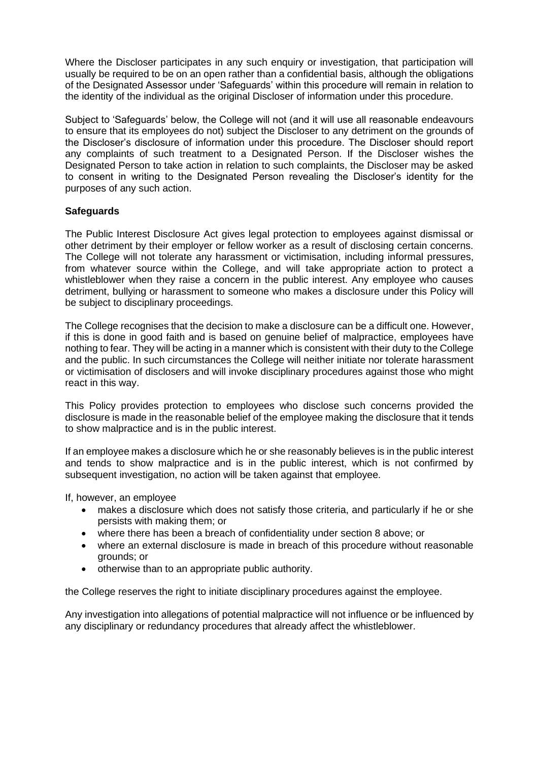Where the Discloser participates in any such enquiry or investigation, that participation will usually be required to be on an open rather than a confidential basis, although the obligations of the Designated Assessor under 'Safeguards' within this procedure will remain in relation to the identity of the individual as the original Discloser of information under this procedure.

Subject to 'Safeguards' below, the College will not (and it will use all reasonable endeavours to ensure that its employees do not) subject the Discloser to any detriment on the grounds of the Discloser's disclosure of information under this procedure. The Discloser should report any complaints of such treatment to a Designated Person. If the Discloser wishes the Designated Person to take action in relation to such complaints, the Discloser may be asked to consent in writing to the Designated Person revealing the Discloser's identity for the purposes of any such action.

**Safeguards**

The Public Interest Disclosure Act gives legal protection to employees against dismissal or other detriment by their employer or fellow worker as a result of disclosing certain concerns. The College will not tolerate any harassment or victimisation, including informal pressures, from whatever source within the College, and will take appropriate action to protect a whistleblower when they raise a concern in the public interest. Any employee who causes detriment, bullying or harassment to someone who makes a disclosure under this Policy will be subject to disciplinary proceedings.

The College recognises that the decision to make a disclosure can be a difficult one. However, if this is done in good faith and is based on genuine belief of malpractice, employees have nothing to fear. They will be acting in a manner which is consistent with their duty to the College and the public. In such circumstances the College will neither initiate nor tolerate harassment or victimisation of disclosers and will invoke disciplinary procedures against those who might react in this way.

This Policy provides protection to employees who disclose such concerns provided the disclosure is made in the reasonable belief of the employee making the disclosure that it tends to show malpractice and is in the public interest.

If an employee makes a disclosure which he or she reasonably believes is in the public interest and tends to show malpractice and is in the public interest, which is not confirmed by subsequent investigation, no action will be taken against that employee.

If, however, an employee

- makes a disclosure which does not satisfy those criteria, and particularly if he or she persists with making them; or
- where there has been a breach of confidentiality under section 8 above; or
- where an external disclosure is made in breach of this procedure without reasonable grounds; or
- otherwise than to an appropriate public authority.

the College reserves the right to initiate disciplinary procedures against the employee.

Any investigation into allegations of potential malpractice will not influence or be influenced by any disciplinary or redundancy procedures that already affect the whistleblower.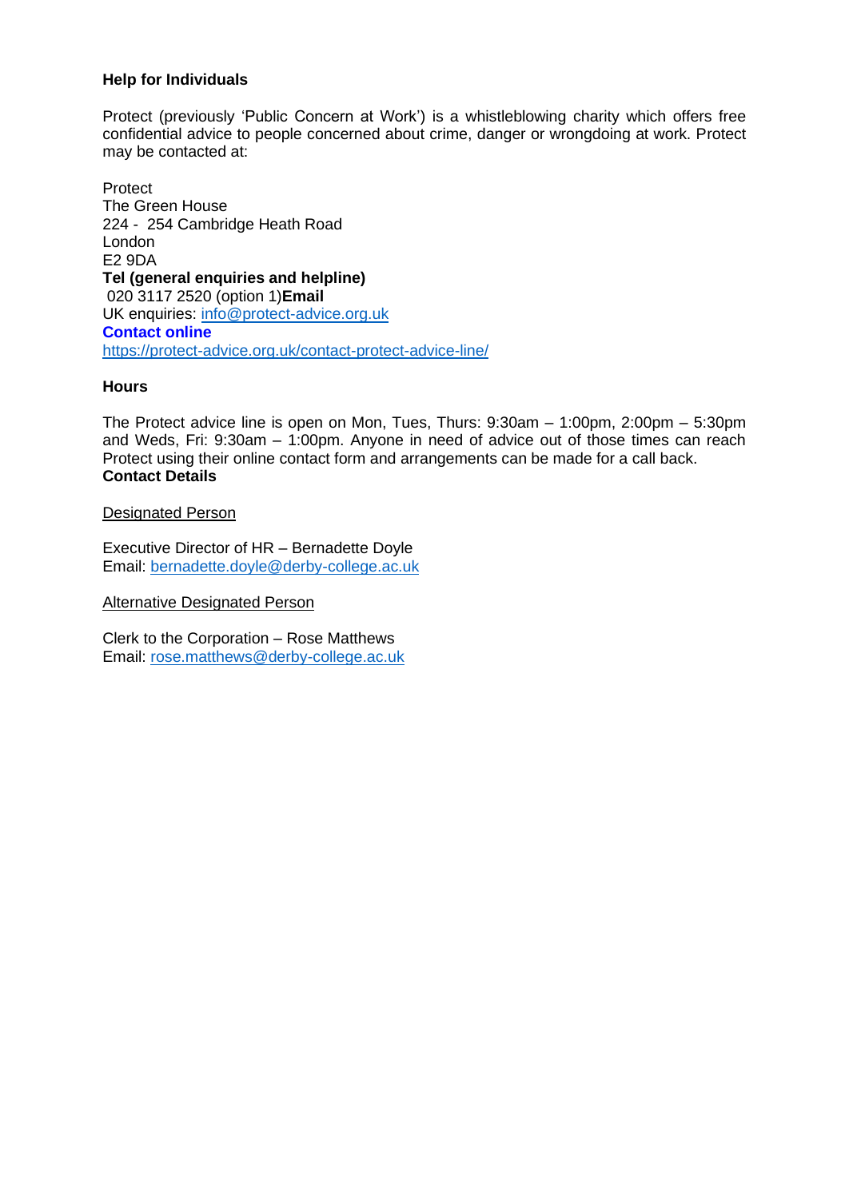**Help for Individuals**

Protect (previously 'Public Concern at Work') is a whistleblowing charity which offers free confidential advice to people concerned about crime, danger or wrongdoing at work. Protect may be contacted at:

Protect
The Green House
224 - 254 Cambridge Heath Road
London
E2 9DA
**Tel (general enquiries and helpline)**
020 3117 2520 (option 1)**Email**
UK enquiries: info@protect-advice.org.uk
**Contact online**
https://protect-advice.org.uk/contact-protect-advice-line/

**Hours**

The Protect advice line is open on Mon, Tues, Thurs: 9:30am – 1:00pm, 2:00pm – 5:30pm and Weds, Fri: 9:30am – 1:00pm. Anyone in need of advice out of those times can reach Protect using their online contact form and arrangements can be made for a call back.
**Contact Details**

Designated Person

Executive Director of HR – Bernadette Doyle
Email: bernadette.doyle@derby-college.ac.uk

Alternative Designated Person

Clerk to the Corporation – Rose Matthews
Email: rose.matthews@derby-college.ac.uk